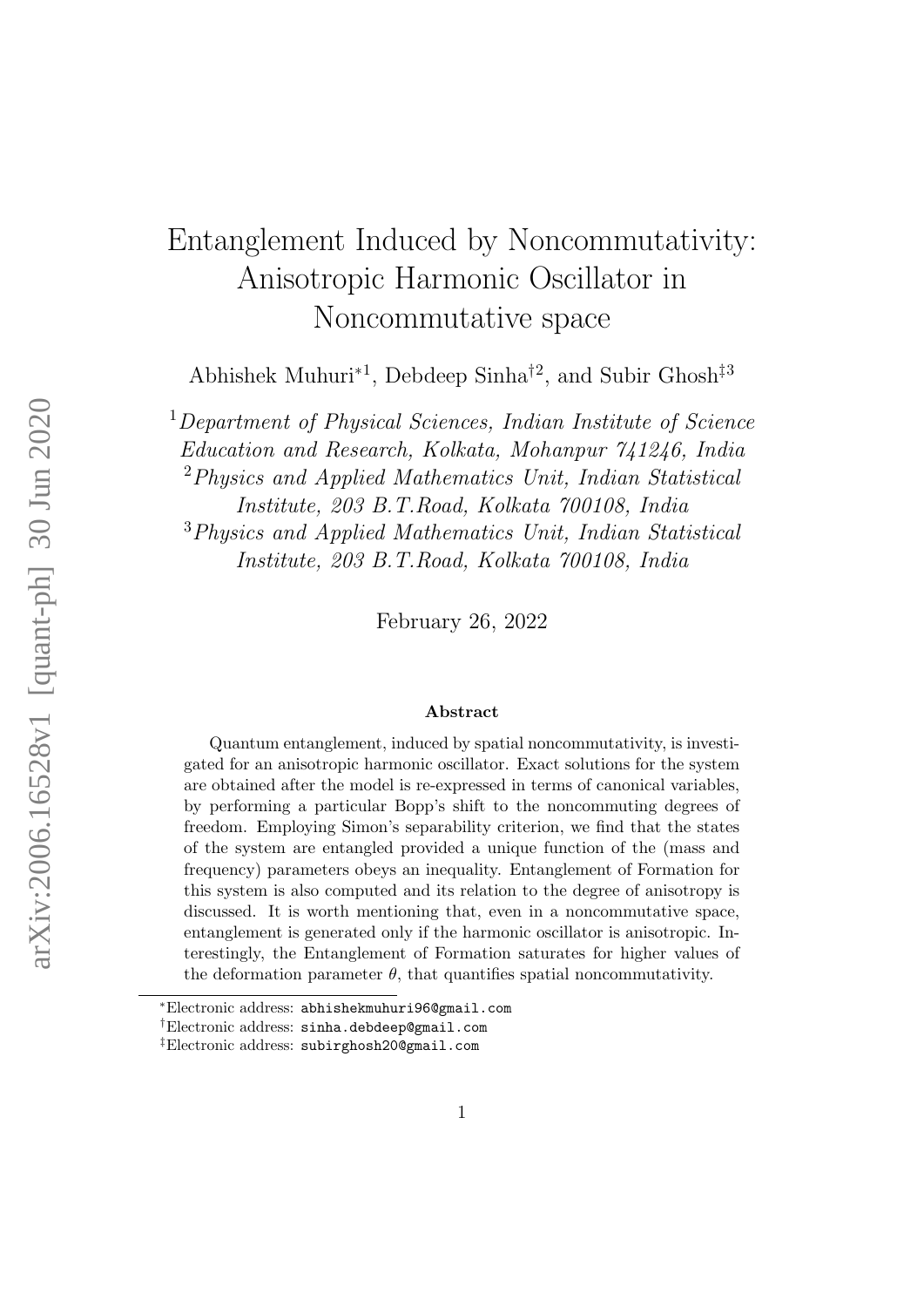# Entanglement Induced by Noncommutativity: Anisotropic Harmonic Oscillator in Noncommutative space

Abhishek Muhuri*[1], Debdeep Sinha†[2], and Subir Ghosh‡[3]

[1] *Department of Physical Sciences, Indian Institute of Science Education and Research, Kolkata, Mohanpur 741246, India*

[2] *Physics and Applied Mathematics Unit, Indian Statistical Institute, 203 B.T.Road, Kolkata 700108, India*

[3] *Physics and Applied Mathematics Unit, Indian Statistical Institute, 203 B.T.Road, Kolkata 700108, India*

February 26, 2022

### Abstract

Quantum entanglement, induced by spatial noncommutativity, is investigated for an anisotropic harmonic oscillator. Exact solutions for the system are obtained after the model is re-expressed in terms of canonical variables, by performing a particular Bopp's shift to the noncommuting degrees of freedom. Employing Simon's separability criterion, we find that the states of the system are entangled provided a unique function of the (mass and frequency) parameters obeys an inequality. Entanglement of Formation for this system is also computed and its relation to the degree of anisotropy is discussed. It is worth mentioning that, even in a noncommutative space, entanglement is generated only if the harmonic oscillator is anisotropic. Interestingly, the Entanglement of Formation saturates for higher values of the deformation parameter $\theta$, that quantifies spatial noncommutativity.

*Electronic address: abhishekmuhuri96@gmail.com

†Electronic address: sinha.debdeep@gmail.com

‡Electronic address: subirghosh20@gmail.com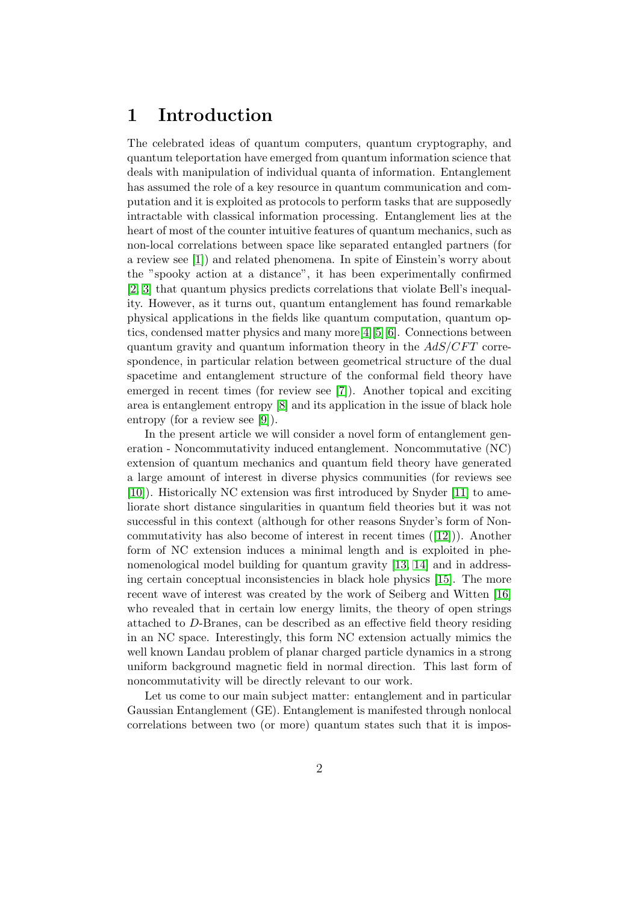# 1 Introduction

The celebrated ideas of quantum computers, quantum cryptography, and quantum teleportation have emerged from quantum information science that deals with manipulation of individual quanta of information. Entanglement has assumed the role of a key resource in quantum communication and computation and it is exploited as protocols to perform tasks that are supposedly intractable with classical information processing. Entanglement lies at the heart of most of the counter intuitive features of quantum mechanics, such as non-local correlations between space like separated entangled partners (for a review see [1]) and related phenomena. In spite of Einstein's worry about the "spooky action at a distance", it has been experimentally confirmed [2, 3] that quantum physics predicts correlations that violate Bell's inequality. However, as it turns out, quantum entanglement has found remarkable physical applications in the fields like quantum computation, quantum optics, condensed matter physics and many more[4][5][6]. Connections between quantum gravity and quantum information theory in the $AdS/CFT$ correspondence, in particular relation between geometrical structure of the dual spacetime and entanglement structure of the conformal field theory have emerged in recent times (for review see [7]). Another topical and exciting area is entanglement entropy [8] and its application in the issue of black hole entropy (for a review see [9]).

In the present article we will consider a novel form of entanglement generation - Noncommutativity induced entanglement. Noncommutative (NC) extension of quantum mechanics and quantum field theory have generated a large amount of interest in diverse physics communities (for reviews see [10]). Historically NC extension was first introduced by Snyder [11] to ameliorate short distance singularities in quantum field theories but it was not successful in this context (although for other reasons Snyder's form of Noncommutativity has also become of interest in recent times ([12])). Another form of NC extension induces a minimal length and is exploited in phenomenological model building for quantum gravity [13, 14] and in addressing certain conceptual inconsistencies in black hole physics [15]. The more recent wave of interest was created by the work of Seiberg and Witten [16] who revealed that in certain low energy limits, the theory of open strings attached to $D$-Branes, can be described as an effective field theory residing in an NC space. Interestingly, this form NC extension actually mimics the well known Landau problem of planar charged particle dynamics in a strong uniform background magnetic field in normal direction. This last form of noncommutativity will be directly relevant to our work.

Let us come to our main subject matter: entanglement and in particular Gaussian Entanglement (GE). Entanglement is manifested through nonlocal correlations between two (or more) quantum states such that it is impos-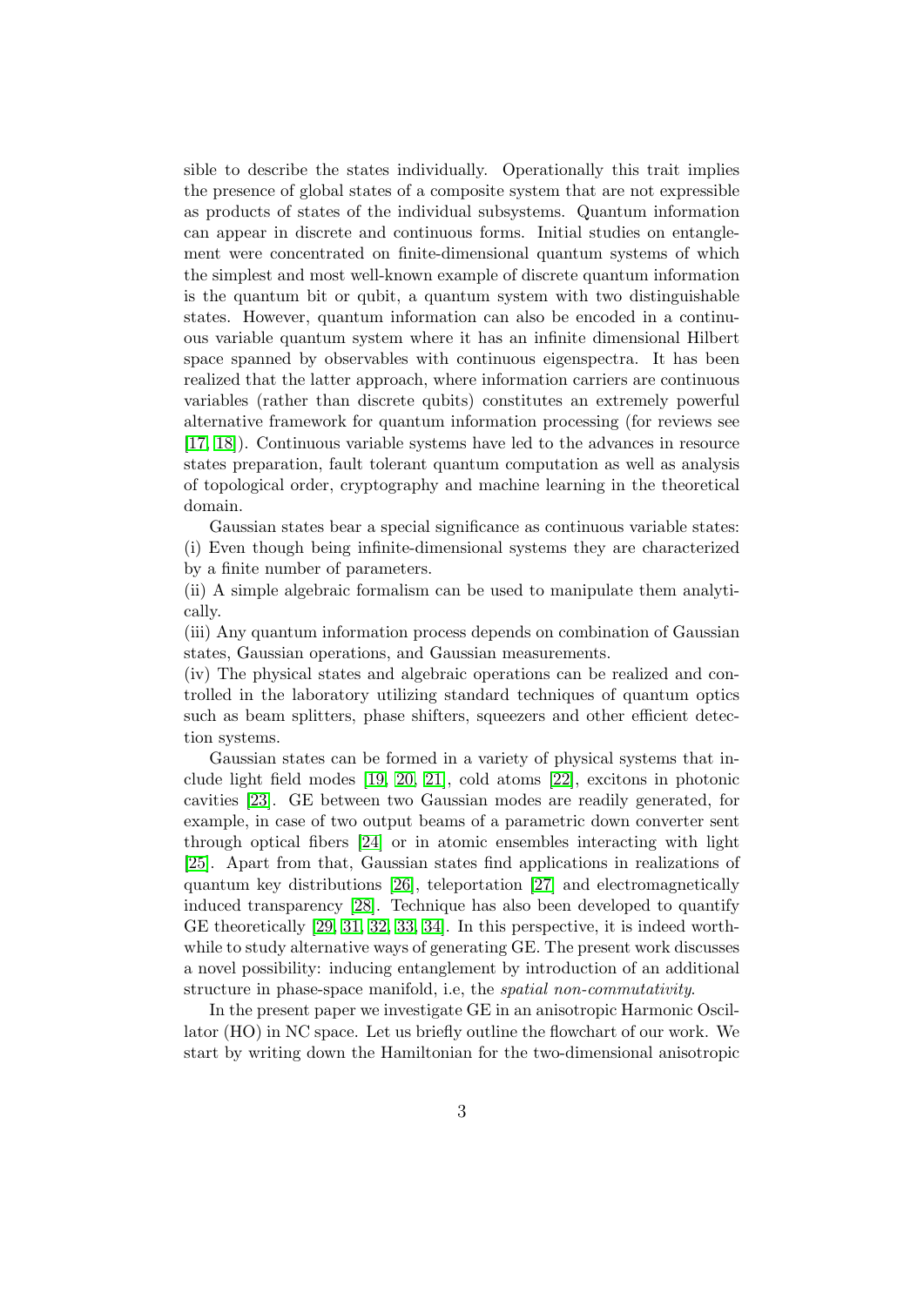sible to describe the states individually. Operationally this trait implies the presence of global states of a composite system that are not expressible as products of states of the individual subsystems. Quantum information can appear in discrete and continuous forms. Initial studies on entanglement were concentrated on finite-dimensional quantum systems of which the simplest and most well-known example of discrete quantum information is the quantum bit or qubit, a quantum system with two distinguishable states. However, quantum information can also be encoded in a continuous variable quantum system where it has an infinite dimensional Hilbert space spanned by observables with continuous eigenspectra. It has been realized that the latter approach, where information carriers are continuous variables (rather than discrete qubits) constitutes an extremely powerful alternative framework for quantum information processing (for reviews see [17, 18]). Continuous variable systems have led to the advances in resource states preparation, fault tolerant quantum computation as well as analysis of topological order, cryptography and machine learning in the theoretical domain.

Gaussian states bear a special significance as continuous variable states:
(i) Even though being infinite-dimensional systems they are characterized by a finite number of parameters.
(ii) A simple algebraic formalism can be used to manipulate them analytically.
(iii) Any quantum information process depends on combination of Gaussian states, Gaussian operations, and Gaussian measurements.
(iv) The physical states and algebraic operations can be realized and controlled in the laboratory utilizing standard techniques of quantum optics such as beam splitters, phase shifters, squeezers and other efficient detection systems.

Gaussian states can be formed in a variety of physical systems that include light field modes [19, 20, 21], cold atoms [22], excitons in photonic cavities [23]. GE between two Gaussian modes are readily generated, for example, in case of two output beams of a parametric down converter sent through optical fibers [24] or in atomic ensembles interacting with light [25]. Apart from that, Gaussian states find applications in realizations of quantum key distributions [26], teleportation [27] and electromagnetically induced transparency [28]. Technique has also been developed to quantify GE theoretically [29, 31, 32, 33, 34]. In this perspective, it is indeed worthwhile to study alternative ways of generating GE. The present work discusses a novel possibility: inducing entanglement by introduction of an additional structure in phase-space manifold, i.e, the *spatial non-commutativity*.

In the present paper we investigate GE in an anisotropic Harmonic Oscillator (HO) in NC space. Let us briefly outline the flowchart of our work. We start by writing down the Hamiltonian for the two-dimensional anisotropic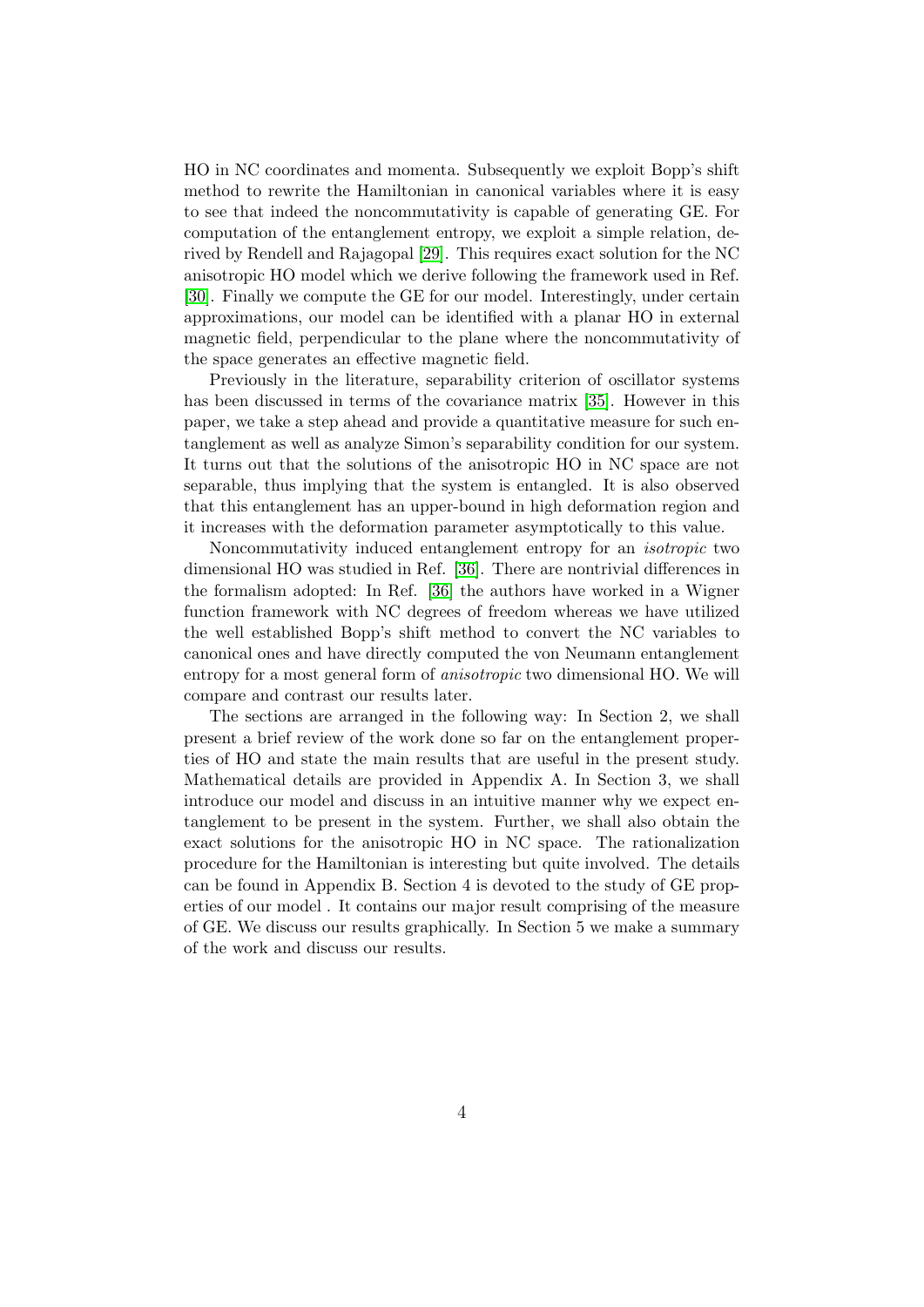HO in NC coordinates and momenta. Subsequently we exploit Bopp's shift method to rewrite the Hamiltonian in canonical variables where it is easy to see that indeed the noncommutativity is capable of generating GE. For computation of the entanglement entropy, we exploit a simple relation, derived by Rendell and Rajagopal [29]. This requires exact solution for the NC anisotropic HO model which we derive following the framework used in Ref. [30]. Finally we compute the GE for our model. Interestingly, under certain approximations, our model can be identified with a planar HO in external magnetic field, perpendicular to the plane where the noncommutativity of the space generates an effective magnetic field.

Previously in the literature, separability criterion of oscillator systems has been discussed in terms of the covariance matrix [35]. However in this paper, we take a step ahead and provide a quantitative measure for such entanglement as well as analyze Simon's separability condition for our system. It turns out that the solutions of the anisotropic HO in NC space are not separable, thus implying that the system is entangled. It is also observed that this entanglement has an upper-bound in high deformation region and it increases with the deformation parameter asymptotically to this value.

Noncommutativity induced entanglement entropy for an *isotropic* two dimensional HO was studied in Ref. [36]. There are nontrivial differences in the formalism adopted: In Ref. [36] the authors have worked in a Wigner function framework with NC degrees of freedom whereas we have utilized the well established Bopp's shift method to convert the NC variables to canonical ones and have directly computed the von Neumann entanglement entropy for a most general form of *anisotropic* two dimensional HO. We will compare and contrast our results later.

The sections are arranged in the following way: In Section 2, we shall present a brief review of the work done so far on the entanglement properties of HO and state the main results that are useful in the present study. Mathematical details are provided in Appendix A. In Section 3, we shall introduce our model and discuss in an intuitive manner why we expect entanglement to be present in the system. Further, we shall also obtain the exact solutions for the anisotropic HO in NC space. The rationalization procedure for the Hamiltonian is interesting but quite involved. The details can be found in Appendix B. Section 4 is devoted to the study of GE properties of our model . It contains our major result comprising of the measure of GE. We discuss our results graphically. In Section 5 we make a summary of the work and discuss our results.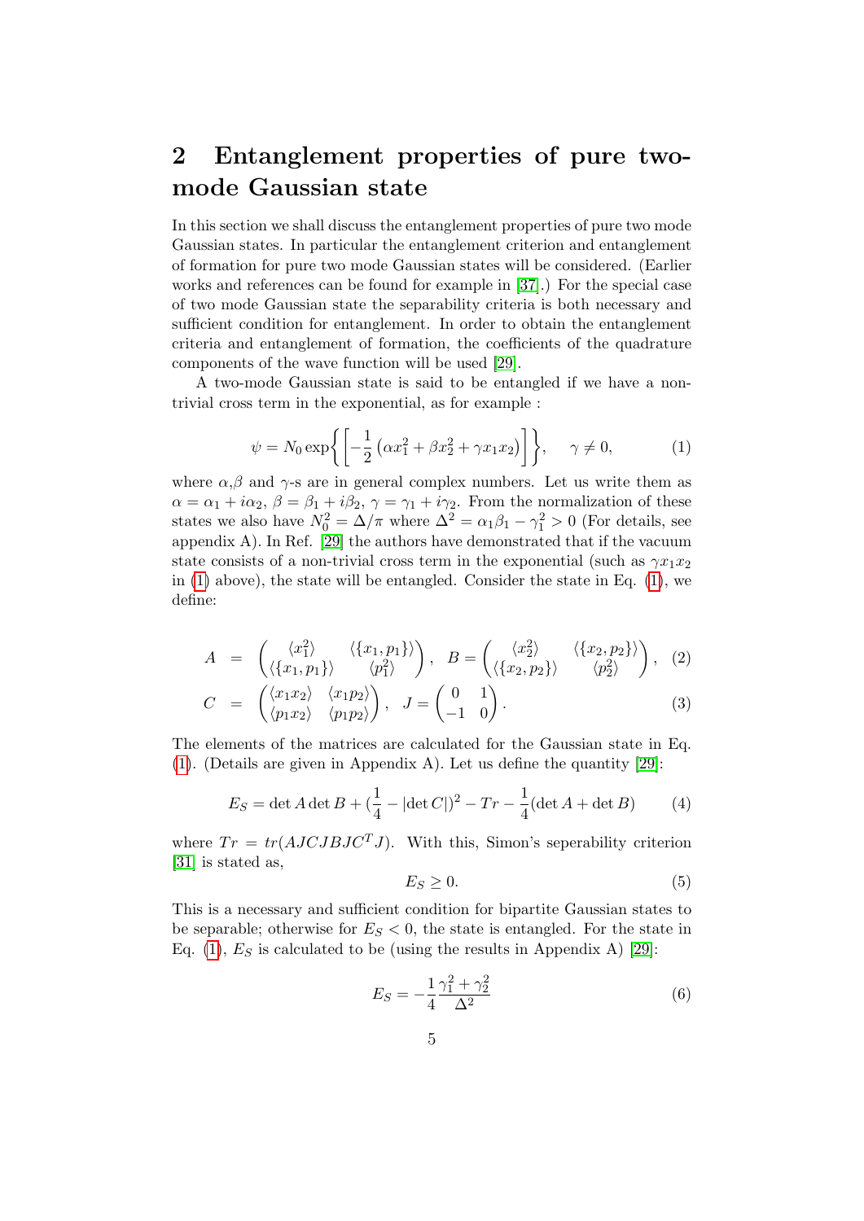## 2 Entanglement properties of pure two-mode Gaussian state

In this section we shall discuss the entanglement properties of pure two mode Gaussian states. In particular the entanglement criterion and entanglement of formation for pure two mode Gaussian states will be considered. (Earlier works and references can be found for example in [37].) For the special case of two mode Gaussian state the separability criteria is both necessary and sufficient condition for entanglement. In order to obtain the entanglement criteria and entanglement of formation, the coefficients of the quadrature components of the wave function will be used [29].

A two-mode Gaussian state is said to be entangled if we have a non-trivial cross term in the exponential, as for example :

$$\psi = N_0 \exp\left\{ \left[ -\frac{1}{2}\left(\alpha x_1^2 + \beta x_2^2 + \gamma x_1 x_2\right) \right] \right\}, \quad \gamma \neq 0, \tag{1}$$

where $\alpha$,$\beta$ and $\gamma$-s are in general complex numbers. Let us write them as $\alpha = \alpha_1 + i\alpha_2$, $\beta = \beta_1 + i\beta_2$, $\gamma = \gamma_1 + i\gamma_2$. From the normalization of these states we also have $N_0^2 = \Delta/\pi$ where $\Delta^2 = \alpha_1\beta_1 - \gamma_1^2 > 0$ (For details, see appendix A). In Ref. [29] the authors have demonstrated that if the vacuum state consists of a non-trivial cross term in the exponential (such as $\gamma x_1 x_2$ in (1) above), the state will be entangled. Consider the state in Eq. (1), we define:

$$A = \begin{pmatrix} \langle x_1^2 \rangle & \langle \{x_1, p_1\} \rangle \\ \langle \{x_1, p_1\} \rangle & \langle p_1^2 \rangle \end{pmatrix}, \quad B = \begin{pmatrix} \langle x_2^2 \rangle & \langle \{x_2, p_2\} \rangle \\ \langle \{x_2, p_2\} \rangle & \langle p_2^2 \rangle \end{pmatrix}, \tag{2}$$

$$C = \begin{pmatrix} \langle x_1 x_2 \rangle & \langle x_1 p_2 \rangle \\ \langle p_1 x_2 \rangle & \langle p_1 p_2 \rangle \end{pmatrix}, \quad J = \begin{pmatrix} 0 & 1 \\ -1 & 0 \end{pmatrix}. \tag{3}$$

The elements of the matrices are calculated for the Gaussian state in Eq. (1). (Details are given in Appendix A). Let us define the quantity [29]:

$$E_S = \det A \det B + \left(\frac{1}{4} - |\det C|\right)^2 - Tr - \frac{1}{4}(\det A + \det B) \tag{4}$$

where $Tr = tr(AJCJBJC^TJ)$. With this, Simon's seperability criterion [31] is stated as,

$$E_S \geq 0. \tag{5}$$

This is a necessary and sufficient condition for bipartite Gaussian states to be separable; otherwise for $E_S < 0$, the state is entangled. For the state in Eq. (1), $E_S$ is calculated to be (using the results in Appendix A) [29]:

$$E_S = -\frac{1}{4}\frac{\gamma_1^2 + \gamma_2^2}{\Delta^2} \tag{6}$$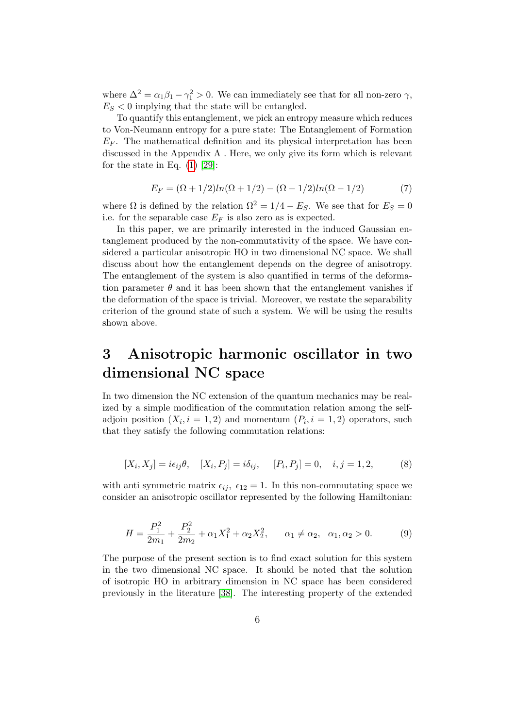where $\Delta^2 = \alpha_1\beta_1 - \gamma_1^2 > 0$. We can immediately see that for all non-zero $\gamma$, $E_S < 0$ implying that the state will be entangled.

To quantify this entanglement, we pick an entropy measure which reduces to Von-Neumann entropy for a pure state: The Entanglement of Formation $E_F$. The mathematical definition and its physical interpretation has been discussed in the Appendix A . Here, we only give its form which is relevant for the state in Eq. (1) [29]:

$$E_F = (\Omega + 1/2)ln(\Omega + 1/2) - (\Omega - 1/2)ln(\Omega - 1/2) \tag{7}$$

where $\Omega$ is defined by the relation $\Omega^2 = 1/4 - E_S$. We see that for $E_S = 0$ i.e. for the separable case $E_F$ is also zero as is expected.

In this paper, we are primarily interested in the induced Gaussian entanglement produced by the non-commutativity of the space. We have considered a particular anisotropic HO in two dimensional NC space. We shall discuss about how the entanglement depends on the degree of anisotropy. The entanglement of the system is also quantified in terms of the deformation parameter $\theta$ and it has been shown that the entanglement vanishes if the deformation of the space is trivial. Moreover, we restate the separability criterion of the ground state of such a system. We will be using the results shown above.

# 3 Anisotropic harmonic oscillator in two dimensional NC space

In two dimension the NC extension of the quantum mechanics may be realized by a simple modification of the commutation relation among the self-adjoin position $(X_i, i = 1, 2)$ and momentum $(P_i, i = 1, 2)$ operators, such that they satisfy the following commutation relations:

$$[X_i, X_j] = i\epsilon_{ij}\theta, \quad [X_i, P_j] = i\delta_{ij}, \quad [P_i, P_j] = 0, \quad i, j = 1, 2, \tag{8}$$

with anti symmetric matrix $\epsilon_{ij}$, $\epsilon_{12} = 1$. In this non-commutating space we consider an anisotropic oscillator represented by the following Hamiltonian:

$$H = \frac{P_1^2}{2m_1} + \frac{P_2^2}{2m_2} + \alpha_1 X_1^2 + \alpha_2 X_2^2, \qquad \alpha_1 \neq \alpha_2, \ \ \alpha_1, \alpha_2 > 0. \tag{9}$$

The purpose of the present section is to find exact solution for this system in the two dimensional NC space. It should be noted that the solution of isotropic HO in arbitrary dimension in NC space has been considered previously in the literature [38]. The interesting property of the extended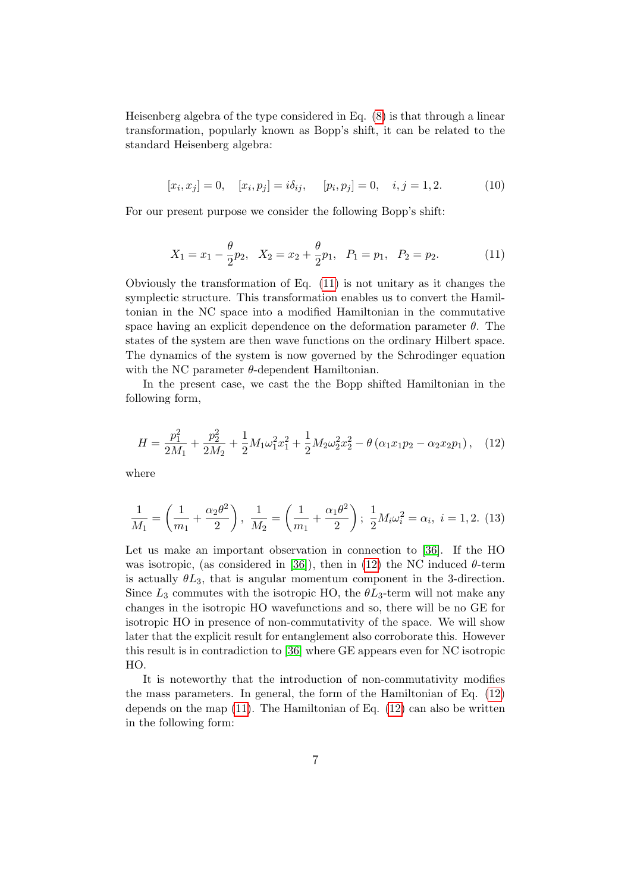Heisenberg algebra of the type considered in Eq. (8) is that through a linear transformation, popularly known as Bopp's shift, it can be related to the standard Heisenberg algebra:

$$[x_i, x_j] = 0, \quad [x_i, p_j] = i\delta_{ij}, \quad [p_i, p_j] = 0, \quad i, j = 1, 2. \tag{10}$$

For our present purpose we consider the following Bopp's shift:

$$X_1 = x_1 - \frac{\theta}{2} p_2, \quad X_2 = x_2 + \frac{\theta}{2} p_1, \quad P_1 = p_1, \quad P_2 = p_2. \tag{11}$$

Obviously the transformation of Eq. (11) is not unitary as it changes the symplectic structure. This transformation enables us to convert the Hamiltonian in the NC space into a modified Hamiltonian in the commutative space having an explicit dependence on the deformation parameter $\theta$. The states of the system are then wave functions on the ordinary Hilbert space. The dynamics of the system is now governed by the Schrodinger equation with the NC parameter $\theta$-dependent Hamiltonian.

In the present case, we cast the the Bopp shifted Hamiltonian in the following form,

$$H = \frac{p_1^2}{2M_1} + \frac{p_2^2}{2M_2} + \frac{1}{2} M_1 \omega_1^2 x_1^2 + \frac{1}{2} M_2 \omega_2^2 x_2^2 - \theta \left( \alpha_1 x_1 p_2 - \alpha_2 x_2 p_1 \right), \tag{12}$$

where

$$\frac{1}{M_1} = \left( \frac{1}{m_1} + \frac{\alpha_2 \theta^2}{2} \right), \; \frac{1}{M_2} = \left( \frac{1}{m_1} + \frac{\alpha_1 \theta^2}{2} \right); \; \frac{1}{2} M_i \omega_i^2 = \alpha_i, \; i = 1, 2. \tag{13}$$

Let us make an important observation in connection to [36]. If the HO was isotropic, (as considered in [36]), then in (12) the NC induced $\theta$-term is actually $\theta L_3$, that is angular momentum component in the 3-direction. Since $L_3$ commutes with the isotropic HO, the $\theta L_3$-term will not make any changes in the isotropic HO wavefunctions and so, there will be no GE for isotropic HO in presence of non-commutativity of the space. We will show later that the explicit result for entanglement also corroborate this. However this result is in contradiction to [36] where GE appears even for NC isotropic HO.

It is noteworthy that the introduction of non-commutativity modifies the mass parameters. In general, the form of the Hamiltonian of Eq. (12) depends on the map (11). The Hamiltonian of Eq. (12) can also be written in the following form: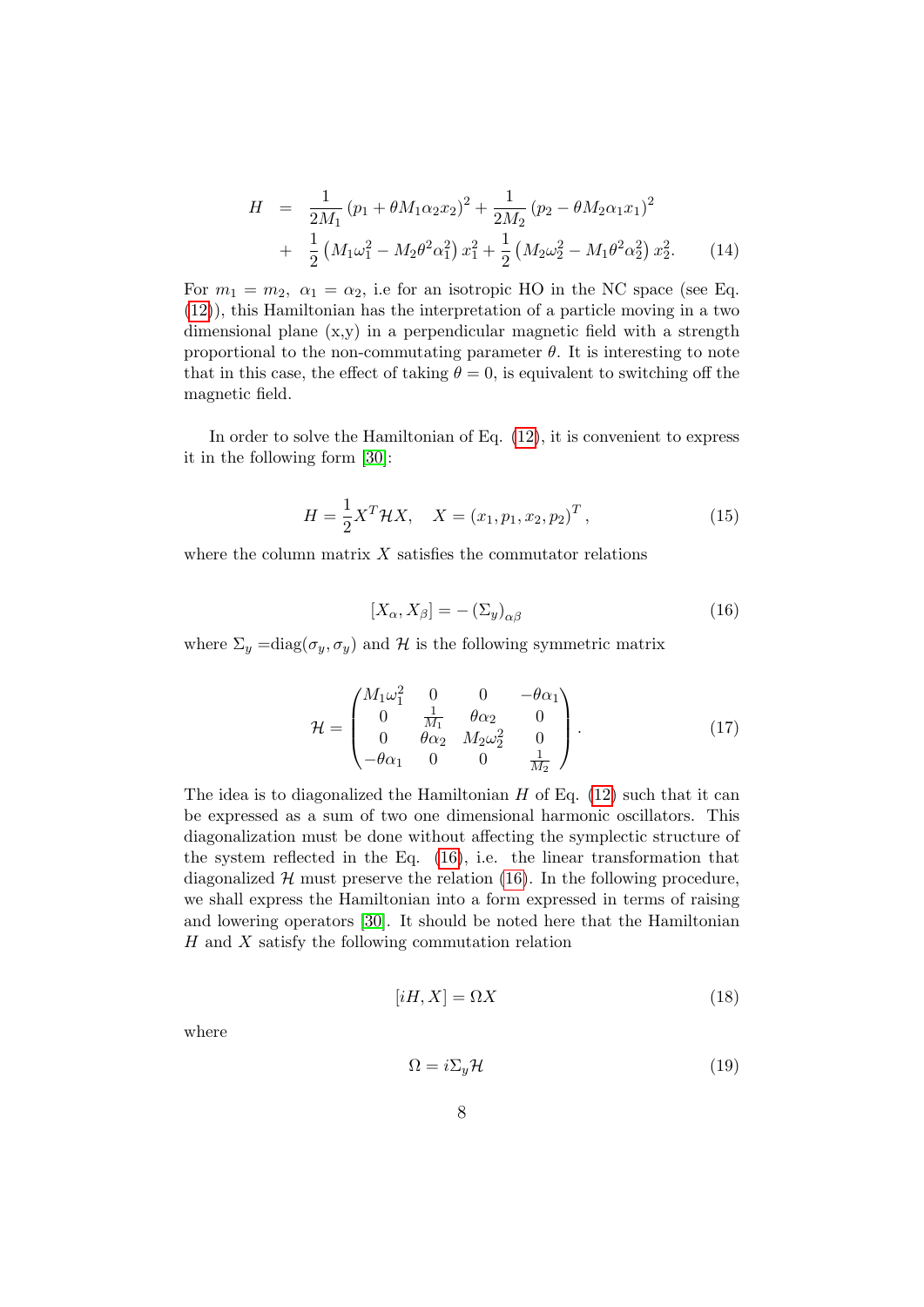$$
\begin{aligned}
H &= \frac{1}{2M_1}\left(p_1 + \theta M_1 \alpha_2 x_2\right)^2 + \frac{1}{2M_2}\left(p_2 - \theta M_2 \alpha_1 x_1\right)^2 \\
&+ \frac{1}{2}\left(M_1\omega_1^2 - M_2\theta^2\alpha_1^2\right)x_1^2 + \frac{1}{2}\left(M_2\omega_2^2 - M_1\theta^2\alpha_2^2\right)x_2^2. \qquad (14)
\end{aligned}
$$

For $m_1 = m_2,\ \alpha_1 = \alpha_2$, i.e for an isotropic HO in the NC space (see Eq. (12)), this Hamiltonian has the interpretation of a particle moving in a two dimensional plane (x,y) in a perpendicular magnetic field with a strength proportional to the non-commutating parameter $\theta$. It is interesting to note that in this case, the effect of taking $\theta = 0$, is equivalent to switching off the magnetic field.

In order to solve the Hamiltonian of Eq. (12), it is convenient to express it in the following form [30]:

$$
H = \frac{1}{2}X^T \mathcal{H} X, \quad X = (x_1, p_1, x_2, p_2)^T, \qquad (15)
$$

where the column matrix $X$ satisfies the commutator relations

$$
[X_\alpha, X_\beta] = -\left(\Sigma_y\right)_{\alpha\beta} \qquad (16)
$$

where $\Sigma_y = \text{diag}(\sigma_y, \sigma_y)$ and $\mathcal{H}$ is the following symmetric matrix

$$
\mathcal{H} = \begin{pmatrix} M_1\omega_1^2 & 0 & 0 & -\theta\alpha_1 \\ 0 & \frac{1}{M_1} & \theta\alpha_2 & 0 \\ 0 & \theta\alpha_2 & M_2\omega_2^2 & 0 \\ -\theta\alpha_1 & 0 & 0 & \frac{1}{M_2} \end{pmatrix}. \qquad (17)
$$

The idea is to diagonalized the Hamiltonian $H$ of Eq. (12) such that it can be expressed as a sum of two one dimensional harmonic oscillators. This diagonalization must be done without affecting the symplectic structure of the system reflected in the Eq. (16), i.e. the linear transformation that diagonalized $\mathcal{H}$ must preserve the relation (16). In the following procedure, we shall express the Hamiltonian into a form expressed in terms of raising and lowering operators [30]. It should be noted here that the Hamiltonian $H$ and $X$ satisfy the following commutation relation

$$
[iH, X] = \Omega X \qquad (18)
$$

where

$$
\Omega = i\Sigma_y \mathcal{H} \qquad (19)
$$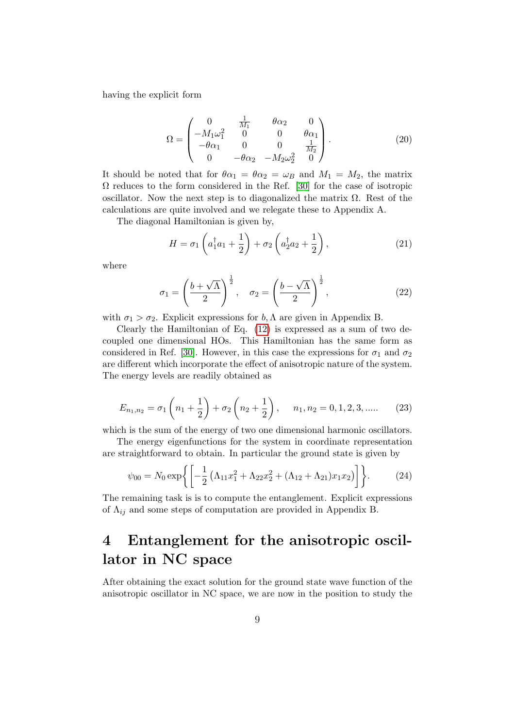having the explicit form

$$
\Omega = \begin{pmatrix} 0 & \frac{1}{M_1} & \theta\alpha_2 & 0 \\ -M_1\omega_1^2 & 0 & 0 & \theta\alpha_1 \\ -\theta\alpha_1 & 0 & 0 & \frac{1}{M_2} \\ 0 & -\theta\alpha_2 & -M_2\omega_2^2 & 0 \end{pmatrix}. \tag{20}
$$

It should be noted that for $\theta\alpha_1 = \theta\alpha_2 = \omega_B$ and $M_1 = M_2$, the matrix $\Omega$ reduces to the form considered in the Ref. [30] for the case of isotropic oscillator. Now the next step is to diagonalized the matrix $\Omega$. Rest of the calculations are quite involved and we relegate these to Appendix A.

The diagonal Hamiltonian is given by,

$$
H = \sigma_1 \left( a_1^\dagger a_1 + \frac{1}{2} \right) + \sigma_2 \left( a_2^\dagger a_2 + \frac{1}{2} \right), \tag{21}
$$

where

$$
\sigma_1 = \left( \frac{b + \sqrt{\Lambda}}{2} \right)^{\frac{1}{2}}, \quad \sigma_2 = \left( \frac{b - \sqrt{\Lambda}}{2} \right)^{\frac{1}{2}}, \tag{22}
$$

with $\sigma_1 > \sigma_2$. Explicit expressions for $b, \Lambda$ are given in Appendix B.

Clearly the Hamiltonian of Eq. (12) is expressed as a sum of two decoupled one dimensional HOs. This Hamiltonian has the same form as considered in Ref. [30]. However, in this case the expressions for $\sigma_1$ and $\sigma_2$ are different which incorporate the effect of anisotropic nature of the system. The energy levels are readily obtained as

$$
E_{n_1,n_2} = \sigma_1 \left( n_1 + \frac{1}{2} \right) + \sigma_2 \left( n_2 + \frac{1}{2} \right), \quad n_1, n_2 = 0, 1, 2, 3, ..... \tag{23}
$$

which is the sum of the energy of two one dimensional harmonic oscillators.

The energy eigenfunctions for the system in coordinate representation are straightforward to obtain. In particular the ground state is given by

$$
\psi_{00} = N_0 \exp\left\{ \left[ -\frac{1}{2} \left( \Lambda_{11} x_1^2 + \Lambda_{22} x_2^2 + (\Lambda_{12} + \Lambda_{21}) x_1 x_2 \right) \right] \right\}. \tag{24}
$$

The remaining task is is to compute the entanglement. Explicit expressions of $\Lambda_{ij}$ and some steps of computation are provided in Appendix B.

# 4 Entanglement for the anisotropic oscillator in NC space

After obtaining the exact solution for the ground state wave function of the anisotropic oscillator in NC space, we are now in the position to study the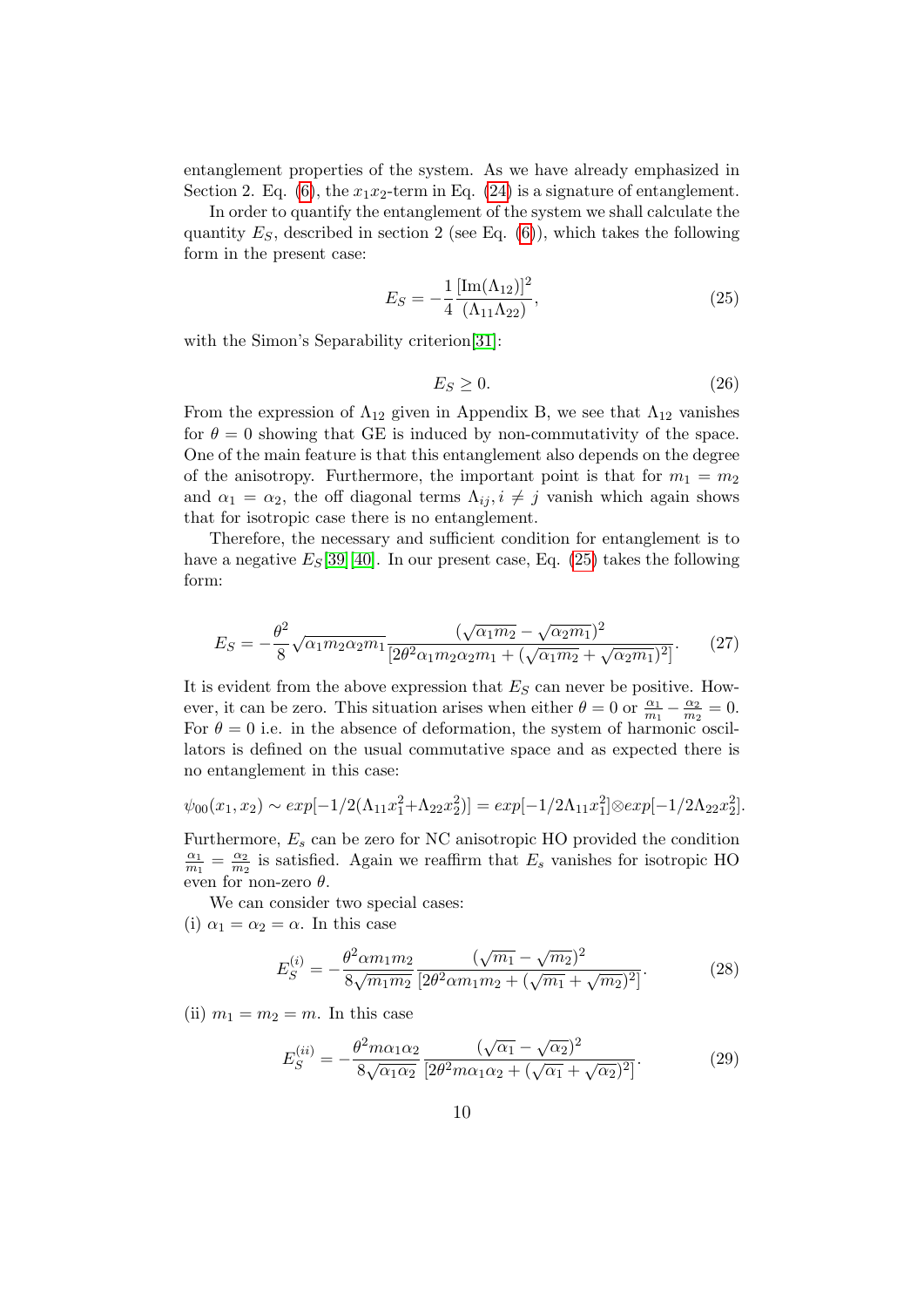entanglement properties of the system. As we have already emphasized in Section 2. Eq. (6), the $x_1x_2$-term in Eq. (24) is a signature of entanglement.

In order to quantify the entanglement of the system we shall calculate the quantity $E_S$, described in section 2 (see Eq. (6)), which takes the following form in the present case:

$$E_S = -\frac{1}{4}\frac{[\mathrm{Im}(\Lambda_{12})]^2}{(\Lambda_{11}\Lambda_{22})}, \tag{25}$$

with the Simon's Separability criterion[31]:

$$E_S \geq 0. \tag{26}$$

From the expression of $\Lambda_{12}$ given in Appendix B, we see that $\Lambda_{12}$ vanishes for $\theta = 0$ showing that GE is induced by non-commutativity of the space. One of the main feature is that this entanglement also depends on the degree of the anisotropy. Furthermore, the important point is that for $m_1 = m_2$ and $\alpha_1 = \alpha_2$, the off diagonal terms $\Lambda_{ij}, i \neq j$ vanish which again shows that for isotropic case there is no entanglement.

Therefore, the necessary and sufficient condition for entanglement is to have a negative $E_S$[39][40]. In our present case, Eq. (25) takes the following form:

$$E_S = -\frac{\theta^2}{8}\sqrt{\alpha_1 m_2 \alpha_2 m_1}\frac{(\sqrt{\alpha_1 m_2} - \sqrt{\alpha_2 m_1})^2}{[2\theta^2\alpha_1 m_2 \alpha_2 m_1 + (\sqrt{\alpha_1 m_2} + \sqrt{\alpha_2 m_1})^2]}. \tag{27}$$

It is evident from the above expression that $E_S$ can never be positive. However, it can be zero. This situation arises when either $\theta = 0$ or $\frac{\alpha_1}{m_1} - \frac{\alpha_2}{m_2} = 0$. For $\theta = 0$ i.e. in the absence of deformation, the system of harmonic oscillators is defined on the usual commutative space and as expected there is no entanglement in this case:

$$\psi_{00}(x_1, x_2) \sim exp[-1/2(\Lambda_{11}x_1^2 + \Lambda_{22}x_2^2)] = exp[-1/2\Lambda_{11}x_1^2] \otimes exp[-1/2\Lambda_{22}x_2^2].$$

Furthermore, $E_s$ can be zero for NC anisotropic HO provided the condition $\frac{\alpha_1}{m_1} = \frac{\alpha_2}{m_2}$ is satisfied. Again we reaffirm that $E_s$ vanishes for isotropic HO even for non-zero $\theta$.

We can consider two special cases:

(i) $\alpha_1 = \alpha_2 = \alpha$. In this case

$$E_S^{(i)} = -\frac{\theta^2\alpha m_1 m_2}{8\sqrt{m_1 m_2}}\frac{(\sqrt{m_1} - \sqrt{m_2})^2}{[2\theta^2\alpha m_1 m_2 + (\sqrt{m_1} + \sqrt{m_2})^2]}. \tag{28}$$

(ii) $m_1 = m_2 = m$. In this case

$$E_S^{(ii)} = -\frac{\theta^2 m\alpha_1\alpha_2}{8\sqrt{\alpha_1\alpha_2}}\frac{(\sqrt{\alpha_1} - \sqrt{\alpha_2})^2}{[2\theta^2 m\alpha_1\alpha_2 + (\sqrt{\alpha_1} + \sqrt{\alpha_2})^2]}. \tag{29}$$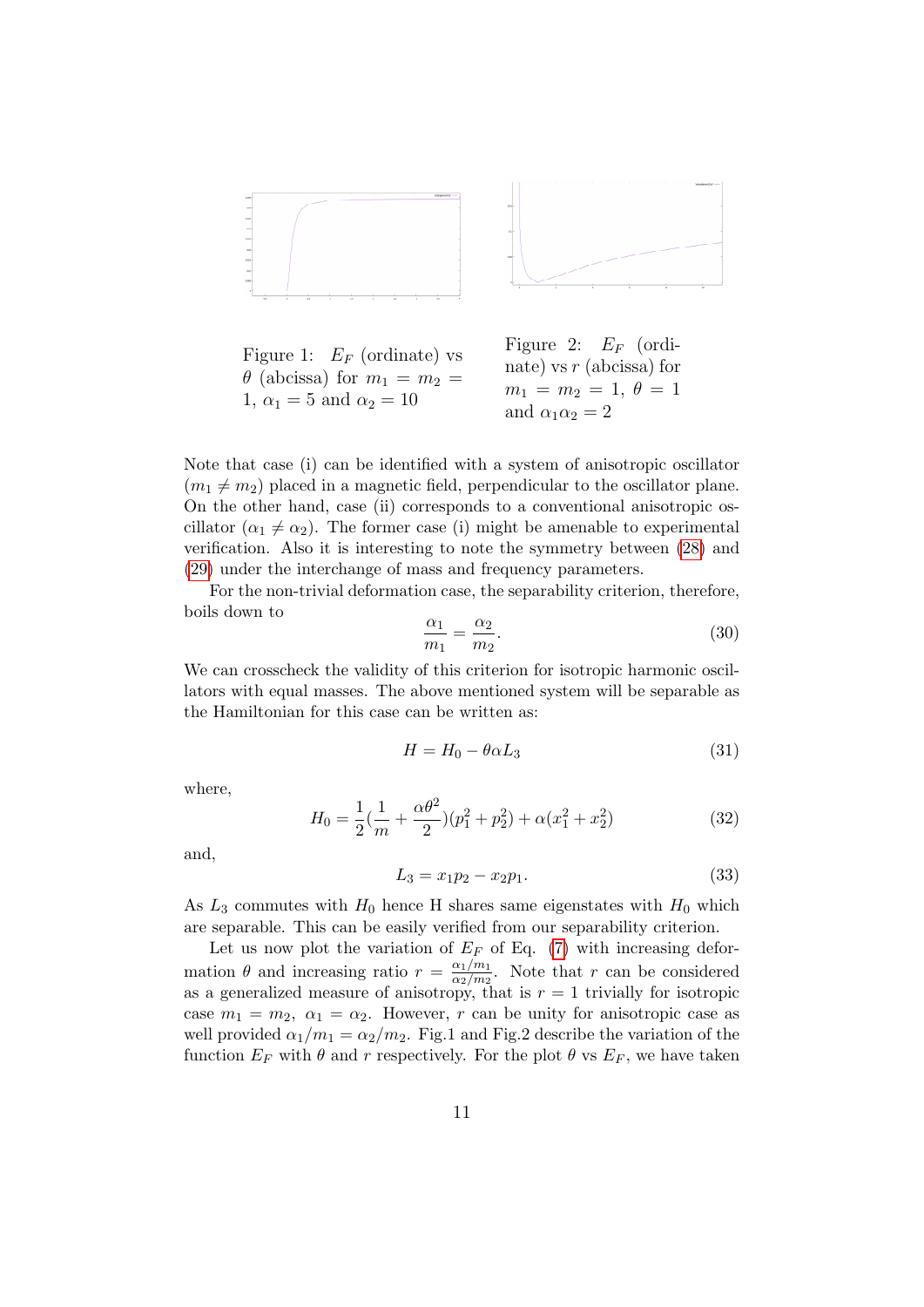Figure 1: $E_F$ (ordinate) vs $\theta$ (abcissa) for $m_1 = m_2 = 1$, $\alpha_1 = 5$ and $\alpha_2 = 10$

Figure 2: $E_F$ (ordinate) vs $r$ (abcissa) for $m_1 = m_2 = 1$, $\theta = 1$ and $\alpha_1 \alpha_2 = 2$

Note that case (i) can be identified with a system of anisotropic oscillator ($m_1 \neq m_2$) placed in a magnetic field, perpendicular to the oscillator plane. On the other hand, case (ii) corresponds to a conventional anisotropic oscillator ($\alpha_1 \neq \alpha_2$). The former case (i) might be amenable to experimental verification. Also it is interesting to note the symmetry between (28) and (29) under the interchange of mass and frequency parameters.

For the non-trivial deformation case, the separability criterion, therefore, boils down to

$$\frac{\alpha_1}{m_1} = \frac{\alpha_2}{m_2}. \tag{30}$$

We can crosscheck the validity of this criterion for isotropic harmonic oscillators with equal masses. The above mentioned system will be separable as the Hamiltonian for this case can be written as:

$$H = H_0 - \theta \alpha L_3 \tag{31}$$

where,

$$H_0 = \frac{1}{2}\left(\frac{1}{m} + \frac{\alpha \theta^2}{2}\right)(p_1^2 + p_2^2) + \alpha(x_1^2 + x_2^2) \tag{32}$$

and,

$$L_3 = x_1 p_2 - x_2 p_1. \tag{33}$$

As $L_3$ commutes with $H_0$ hence H shares same eigenstates with $H_0$ which are separable. This can be easily verified from our separability criterion.

Let us now plot the variation of $E_F$ of Eq. (7) with increasing deformation $\theta$ and increasing ratio $r = \frac{\alpha_1/m_1}{\alpha_2/m_2}$. Note that $r$ can be considered as a generalized measure of anisotropy, that is $r = 1$ trivially for isotropic case $m_1 = m_2$, $\alpha_1 = \alpha_2$. However, $r$ can be unity for anisotropic case as well provided $\alpha_1/m_1 = \alpha_2/m_2$. Fig.1 and Fig.2 describe the variation of the function $E_F$ with $\theta$ and $r$ respectively. For the plot $\theta$ vs $E_F$, we have taken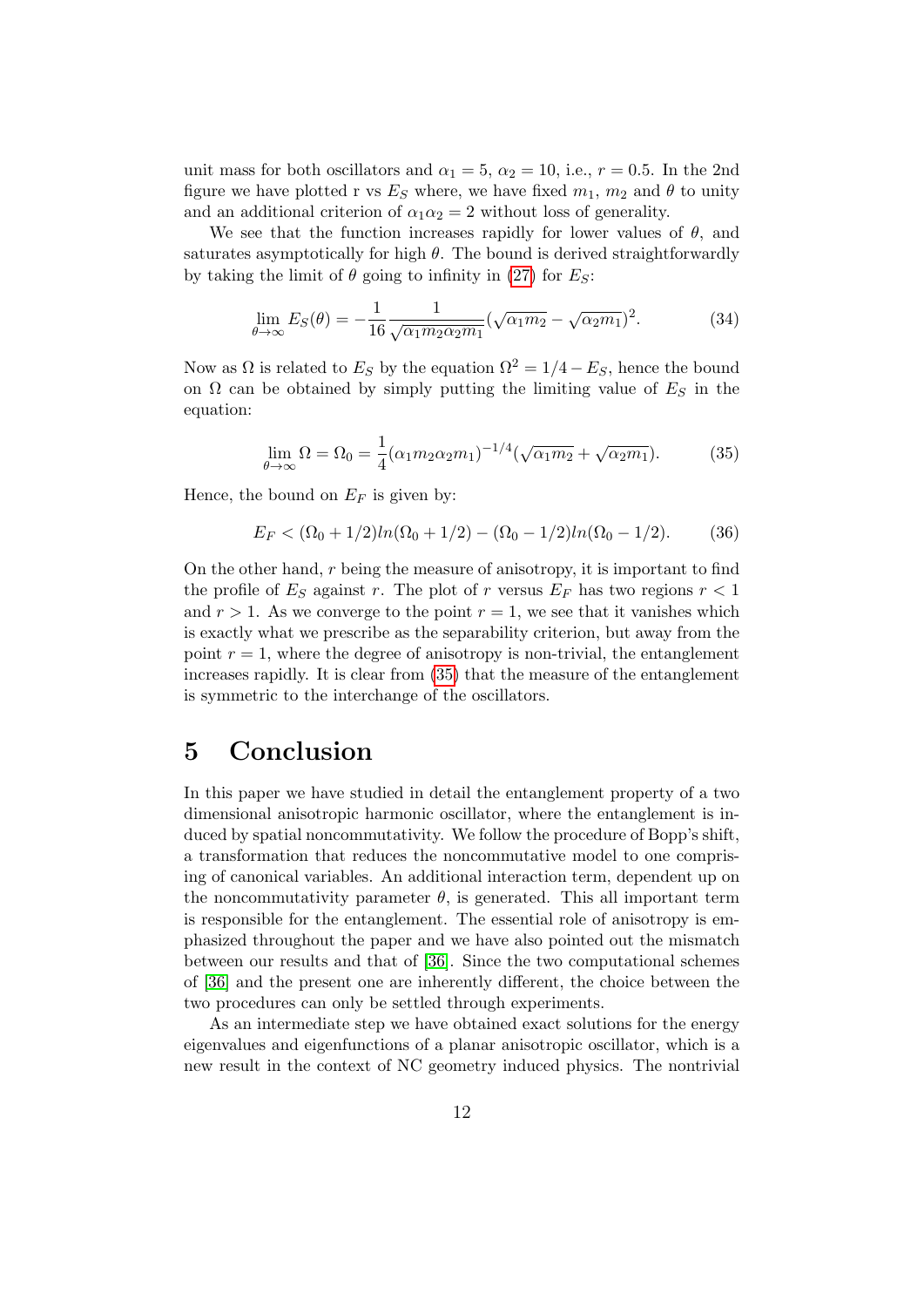unit mass for both oscillators and $\alpha_1 = 5$, $\alpha_2 = 10$, i.e., $r = 0.5$. In the 2nd figure we have plotted r vs $E_S$ where, we have fixed $m_1$, $m_2$ and $\theta$ to unity and an additional criterion of $\alpha_1 \alpha_2 = 2$ without loss of generality.

We see that the function increases rapidly for lower values of $\theta$, and saturates asymptotically for high $\theta$. The bound is derived straightforwardly by taking the limit of $\theta$ going to infinity in (27) for $E_S$:

$$\lim_{\theta \to \infty} E_S(\theta) = -\frac{1}{16} \frac{1}{\sqrt{\alpha_1 m_2 \alpha_2 m_1}} (\sqrt{\alpha_1 m_2} - \sqrt{\alpha_2 m_1})^2. \tag{34}$$

Now as $\Omega$ is related to $E_S$ by the equation $\Omega^2 = 1/4 - E_S$, hence the bound on $\Omega$ can be obtained by simply putting the limiting value of $E_S$ in the equation:

$$\lim_{\theta \to \infty} \Omega = \Omega_0 = \frac{1}{4} (\alpha_1 m_2 \alpha_2 m_1)^{-1/4} (\sqrt{\alpha_1 m_2} + \sqrt{\alpha_2 m_1}). \tag{35}$$

Hence, the bound on $E_F$ is given by:

$$E_F < (\Omega_0 + 1/2) ln(\Omega_0 + 1/2) - (\Omega_0 - 1/2) ln(\Omega_0 - 1/2). \tag{36}$$

On the other hand, $r$ being the measure of anisotropy, it is important to find the profile of $E_S$ against $r$. The plot of $r$ versus $E_F$ has two regions $r < 1$ and $r > 1$. As we converge to the point $r = 1$, we see that it vanishes which is exactly what we prescribe as the separability criterion, but away from the point $r = 1$, where the degree of anisotropy is non-trivial, the entanglement increases rapidly. It is clear from (35) that the measure of the entanglement is symmetric to the interchange of the oscillators.

# 5 Conclusion

In this paper we have studied in detail the entanglement property of a two dimensional anisotropic harmonic oscillator, where the entanglement is induced by spatial noncommutativity. We follow the procedure of Bopp's shift, a transformation that reduces the noncommutative model to one comprising of canonical variables. An additional interaction term, dependent up on the noncommutativity parameter $\theta$, is generated. This all important term is responsible for the entanglement. The essential role of anisotropy is emphasized throughout the paper and we have also pointed out the mismatch between our results and that of [36]. Since the two computational schemes of [36] and the present one are inherently different, the choice between the two procedures can only be settled through experiments.

As an intermediate step we have obtained exact solutions for the energy eigenvalues and eigenfunctions of a planar anisotropic oscillator, which is a new result in the context of NC geometry induced physics. The nontrivial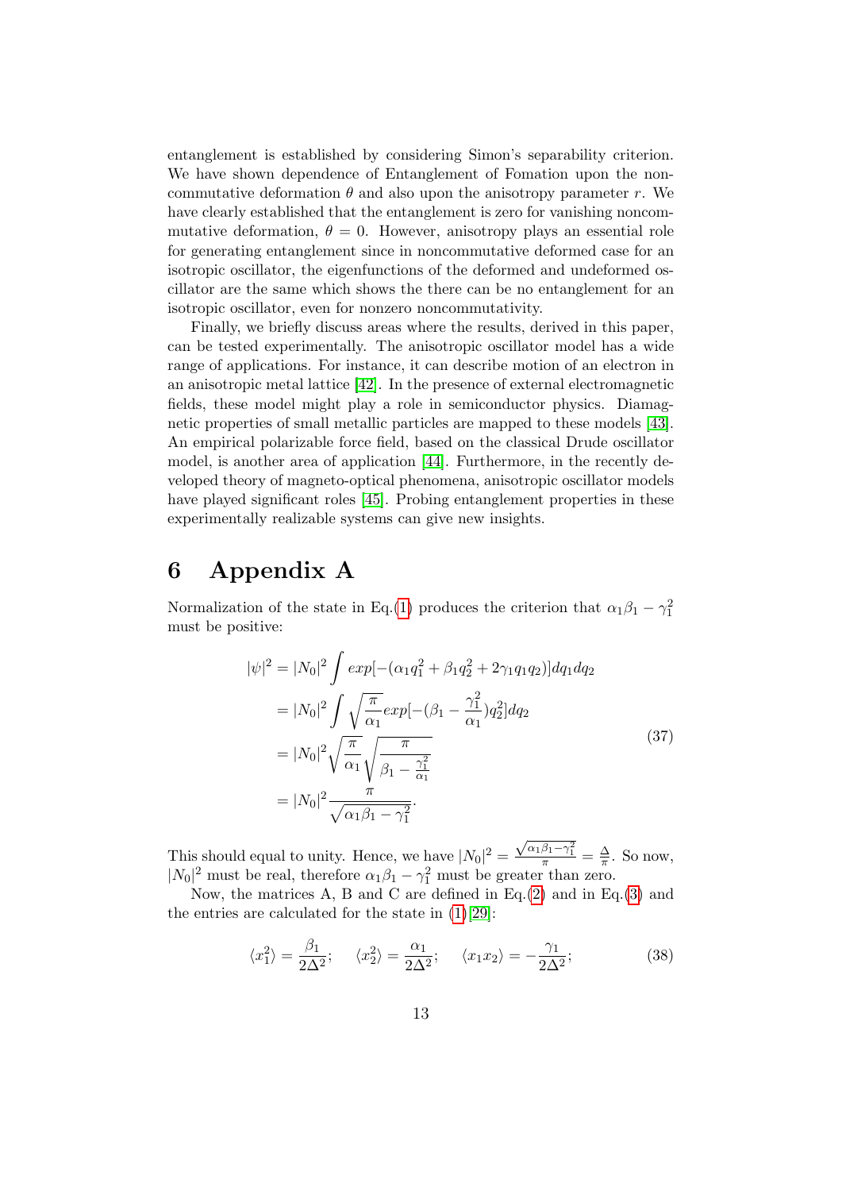entanglement is established by considering Simon's separability criterion. We have shown dependence of Entanglement of Fomation upon the noncommutative deformation $\theta$ and also upon the anisotropy parameter $r$. We have clearly established that the entanglement is zero for vanishing noncommutative deformation, $\theta = 0$. However, anisotropy plays an essential role for generating entanglement since in noncommutative deformed case for an isotropic oscillator, the eigenfunctions of the deformed and undeformed oscillator are the same which shows the there can be no entanglement for an isotropic oscillator, even for nonzero noncommutativity.

Finally, we briefly discuss areas where the results, derived in this paper, can be tested experimentally. The anisotropic oscillator model has a wide range of applications. For instance, it can describe motion of an electron in an anisotropic metal lattice [42]. In the presence of external electromagnetic fields, these model might play a role in semiconductor physics. Diamagnetic properties of small metallic particles are mapped to these models [43]. An empirical polarizable force field, based on the classical Drude oscillator model, is another area of application [44]. Furthermore, in the recently developed theory of magneto-optical phenomena, anisotropic oscillator models have played significant roles [45]. Probing entanglement properties in these experimentally realizable systems can give new insights.

# 6 Appendix A

Normalization of the state in Eq.(1) produces the criterion that $\alpha_1\beta_1 - \gamma_1^2$ must be positive:

$$
\begin{aligned}
|\psi|^2 &= |N_0|^2 \int exp[-(\alpha_1 q_1^2 + \beta_1 q_2^2 + 2\gamma_1 q_1 q_2)] dq_1 dq_2 \\
&= |N_0|^2 \int \sqrt{\frac{\pi}{\alpha_1}} exp[-(\beta_1 - \frac{\gamma_1^2}{\alpha_1}) q_2^2] dq_2 \\
&= |N_0|^2 \sqrt{\frac{\pi}{\alpha_1}} \sqrt{\frac{\pi}{\beta_1 - \frac{\gamma_1^2}{\alpha_1}}} \\
&= |N_0|^2 \frac{\pi}{\sqrt{\alpha_1\beta_1 - \gamma_1^2}}.
\end{aligned}
\tag{37}
$$

This should equal to unity. Hence, we have $|N_0|^2 = \frac{\sqrt{\alpha_1\beta_1 - \gamma_1^2}}{\pi} = \frac{\Delta}{\pi}$. So now, $|N_0|^2$ must be real, therefore $\alpha_1\beta_1 - \gamma_1^2$ must be greater than zero.

Now, the matrices A, B and C are defined in Eq.(2) and in Eq.(3) and the entries are calculated for the state in (1)[29]:

$$
\langle x_1^2 \rangle = \frac{\beta_1}{2\Delta^2}; \quad \langle x_2^2 \rangle = \frac{\alpha_1}{2\Delta^2}; \quad \langle x_1 x_2 \rangle = -\frac{\gamma_1}{2\Delta^2};
\tag{38}
$$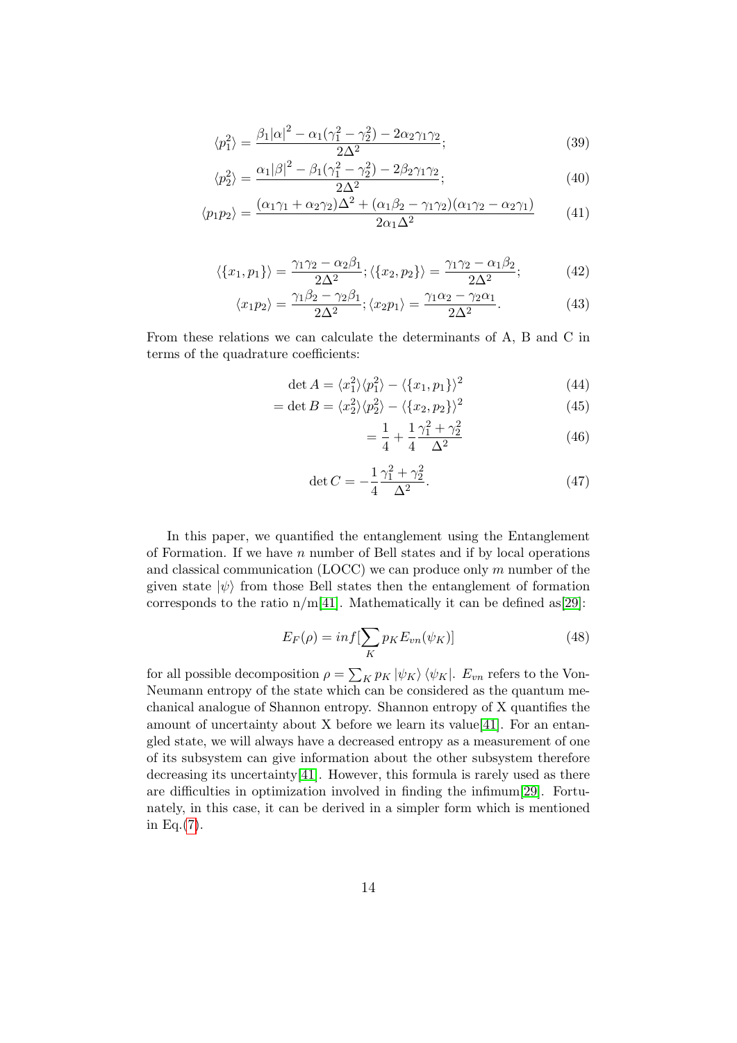$$\langle p_1^2 \rangle = \frac{\beta_1 |\alpha|^2 - \alpha_1(\gamma_1^2 - \gamma_2^2) - 2\alpha_2\gamma_1\gamma_2}{2\Delta^2}; \tag{39}$$

$$\langle p_2^2 \rangle = \frac{\alpha_1 |\beta|^2 - \beta_1(\gamma_1^2 - \gamma_2^2) - 2\beta_2\gamma_1\gamma_2}{2\Delta^2}; \tag{40}$$

$$\langle p_1 p_2 \rangle = \frac{(\alpha_1\gamma_1 + \alpha_2\gamma_2)\Delta^2 + (\alpha_1\beta_2 - \gamma_1\gamma_2)(\alpha_1\gamma_2 - \alpha_2\gamma_1)}{2\alpha_1\Delta^2} \tag{41}$$

$$\langle \{x_1, p_1\} \rangle = \frac{\gamma_1\gamma_2 - \alpha_2\beta_1}{2\Delta^2}; \langle \{x_2, p_2\} \rangle = \frac{\gamma_1\gamma_2 - \alpha_1\beta_2}{2\Delta^2}; \tag{42}$$

$$\langle x_1 p_2 \rangle = \frac{\gamma_1\beta_2 - \gamma_2\beta_1}{2\Delta^2}; \langle x_2 p_1 \rangle = \frac{\gamma_1\alpha_2 - \gamma_2\alpha_1}{2\Delta^2}. \tag{43}$$

From these relations we can calculate the determinants of A, B and C in terms of the quadrature coefficients:

$$\det A = \langle x_1^2 \rangle \langle p_1^2 \rangle - \langle \{x_1, p_1\} \rangle^2 \tag{44}$$

$$= \det B = \langle x_2^2 \rangle \langle p_2^2 \rangle - \langle \{x_2, p_2\} \rangle^2 \tag{45}$$

$$= \frac{1}{4} + \frac{1}{4}\frac{\gamma_1^2 + \gamma_2^2}{\Delta^2} \tag{46}$$

$$\det C = -\frac{1}{4}\frac{\gamma_1^2 + \gamma_2^2}{\Delta^2}. \tag{47}$$

In this paper, we quantified the entanglement using the Entanglement of Formation. If we have $n$ number of Bell states and if by local operations and classical communication (LOCC) we can produce only $m$ number of the given state $|\psi\rangle$ from those Bell states then the entanglement of formation corresponds to the ratio n/m[41]. Mathematically it can be defined as[29]:

$$E_F(\rho) = inf[\sum_K p_K E_{vn}(\psi_K)] \tag{48}$$

for all possible decomposition $\rho = \sum_K p_K |\psi_K\rangle \langle\psi_K|$. $E_{vn}$ refers to the Von-Neumann entropy of the state which can be considered as the quantum mechanical analogue of Shannon entropy. Shannon entropy of X quantifies the amount of uncertainty about X before we learn its value[41]. For an entangled state, we will always have a decreased entropy as a measurement of one of its subsystem can give information about the other subsystem therefore decreasing its uncertainty[41]. However, this formula is rarely used as there are difficulties in optimization involved in finding the infimum[29]. Fortunately, in this case, it can be derived in a simpler form which is mentioned in Eq.(7).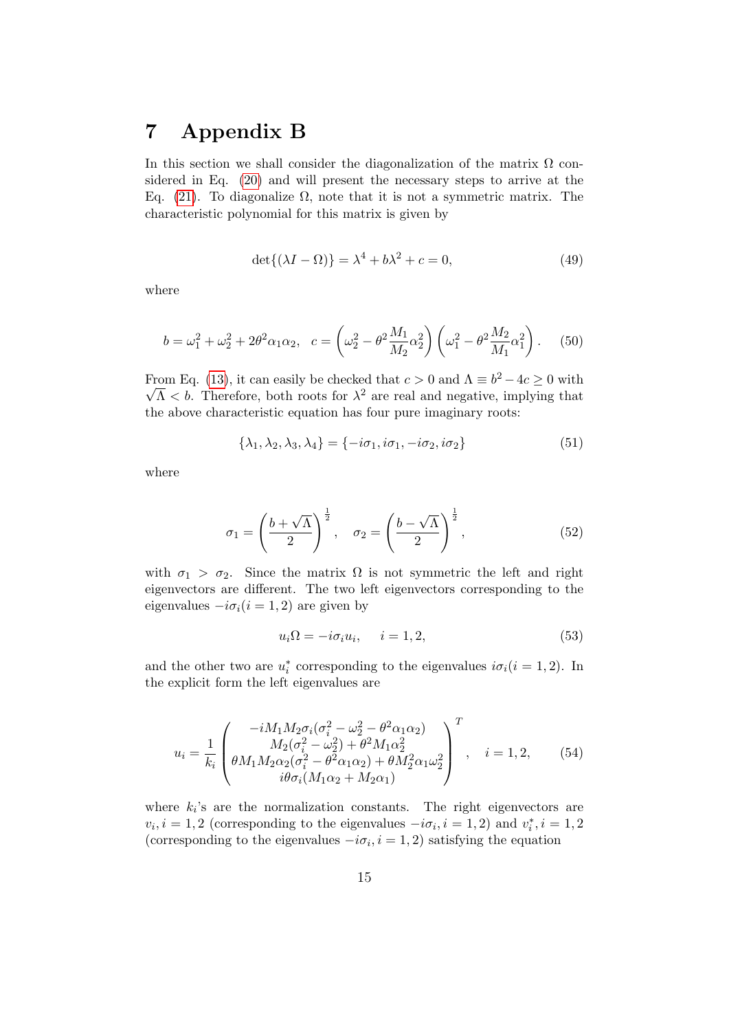# 7 Appendix B

In this section we shall consider the diagonalization of the matrix $\Omega$ considered in Eq. (20) and will present the necessary steps to arrive at the Eq. (21). To diagonalize $\Omega$, note that it is not a symmetric matrix. The characteristic polynomial for this matrix is given by

$$\det\{(\lambda I - \Omega)\} = \lambda^4 + b\lambda^2 + c = 0, \tag{49}$$

where

$$b = \omega_1^2 + \omega_2^2 + 2\theta^2\alpha_1\alpha_2, \quad c = \left(\omega_2^2 - \theta^2 \frac{M_1}{M_2}\alpha_2^2\right)\left(\omega_1^2 - \theta^2 \frac{M_2}{M_1}\alpha_1^2\right). \tag{50}$$

From Eq. (13), it can easily be checked that $c > 0$ and $\Lambda \equiv b^2 - 4c \geq 0$ with $\sqrt{\Lambda} < b$. Therefore, both roots for $\lambda^2$ are real and negative, implying that the above characteristic equation has four pure imaginary roots:

$$\{\lambda_1, \lambda_2, \lambda_3, \lambda_4\} = \{-i\sigma_1, i\sigma_1, -i\sigma_2, i\sigma_2\} \tag{51}$$

where

$$\sigma_1 = \left(\frac{b + \sqrt{\Lambda}}{2}\right)^{\frac{1}{2}}, \quad \sigma_2 = \left(\frac{b - \sqrt{\Lambda}}{2}\right)^{\frac{1}{2}}, \tag{52}$$

with $\sigma_1 > \sigma_2$. Since the matrix $\Omega$ is not symmetric the left and right eigenvectors are different. The two left eigenvectors corresponding to the eigenvalues $-i\sigma_i (i = 1, 2)$ are given by

$$u_i\Omega = -i\sigma_i u_i, \quad i = 1, 2, \tag{53}$$

and the other two are $u_i^*$ corresponding to the eigenvalues $i\sigma_i (i = 1, 2)$. In the explicit form the left eigenvalues are

$$u_i = \frac{1}{k_i}\begin{pmatrix} -iM_1M_2\sigma_i(\sigma_i^2 - \omega_2^2 - \theta^2\alpha_1\alpha_2) \\ M_2(\sigma_i^2 - \omega_2^2) + \theta^2 M_1\alpha_2^2 \\ \theta M_1M_2\alpha_2(\sigma_i^2 - \theta^2\alpha_1\alpha_2) + \theta M_2^2\alpha_1\omega_2^2 \\ i\theta\sigma_i(M_1\alpha_2 + M_2\alpha_1) \end{pmatrix}^T, \quad i = 1, 2, \tag{54}$$

where $k_i$'s are the normalization constants. The right eigenvectors are $v_i, i = 1, 2$ (corresponding to the eigenvalues $-i\sigma_i, i = 1, 2$) and $v_i^*, i = 1, 2$ (corresponding to the eigenvalues $-i\sigma_i, i = 1, 2$) satisfying the equation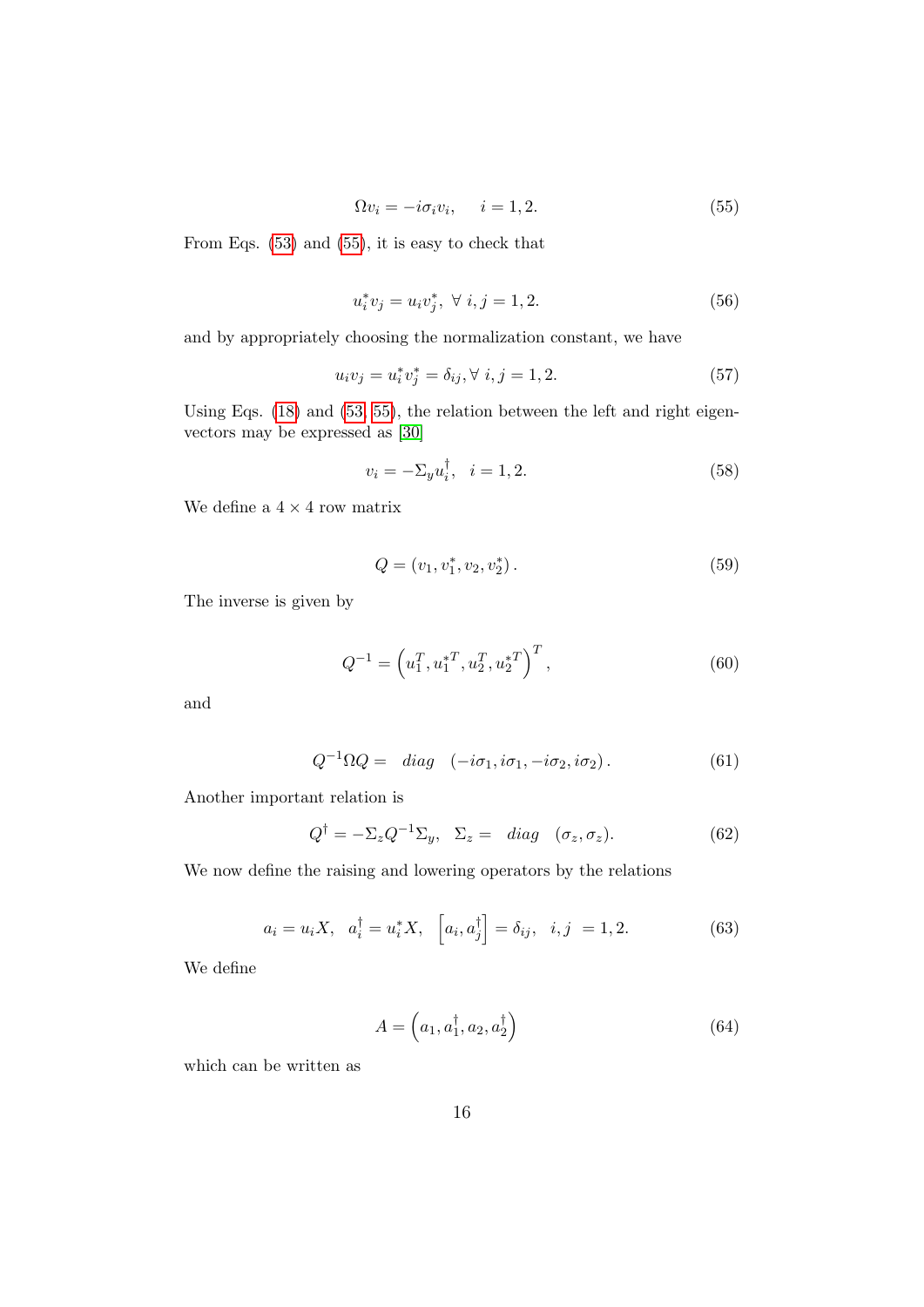$$\Omega v_i = -i\sigma_i v_i, \quad i = 1, 2. \tag{55}$$

From Eqs. (53) and (55), it is easy to check that

$$u_i^* v_j = u_i v_j^*, \ \forall \ i, j = 1, 2. \tag{56}$$

and by appropriately choosing the normalization constant, we have

$$u_i v_j = u_i^* v_j^* = \delta_{ij}, \forall \ i, j = 1, 2. \tag{57}$$

Using Eqs. (18) and (53, 55), the relation between the left and right eigenvectors may be expressed as [30]

$$v_i = -\Sigma_y u_i^\dagger, \quad i = 1, 2. \tag{58}$$

We define a $4 \times 4$ row matrix

$$Q = \left(v_1, v_1^*, v_2, v_2^*\right). \tag{59}$$

The inverse is given by

$$Q^{-1} = \left(u_1^T, u_1^{*T}, u_2^T, u_2^{*T}\right)^T, \tag{60}$$

and

$$Q^{-1} \Omega Q = \quad diag \quad \left(-i\sigma_1, i\sigma_1, -i\sigma_2, i\sigma_2\right). \tag{61}$$

Another important relation is

$$Q^\dagger = -\Sigma_z Q^{-1} \Sigma_y, \quad \Sigma_z = \quad diag \quad (\sigma_z, \sigma_z). \tag{62}$$

We now define the raising and lowering operators by the relations

$$a_i = u_i X, \quad a_i^\dagger = u_i^* X, \quad \left[a_i, a_j^\dagger\right] = \delta_{ij}, \quad i, j \ = 1, 2. \tag{63}$$

We define

$$A = \left(a_1, a_1^\dagger, a_2, a_2^\dagger\right) \tag{64}$$

which can be written as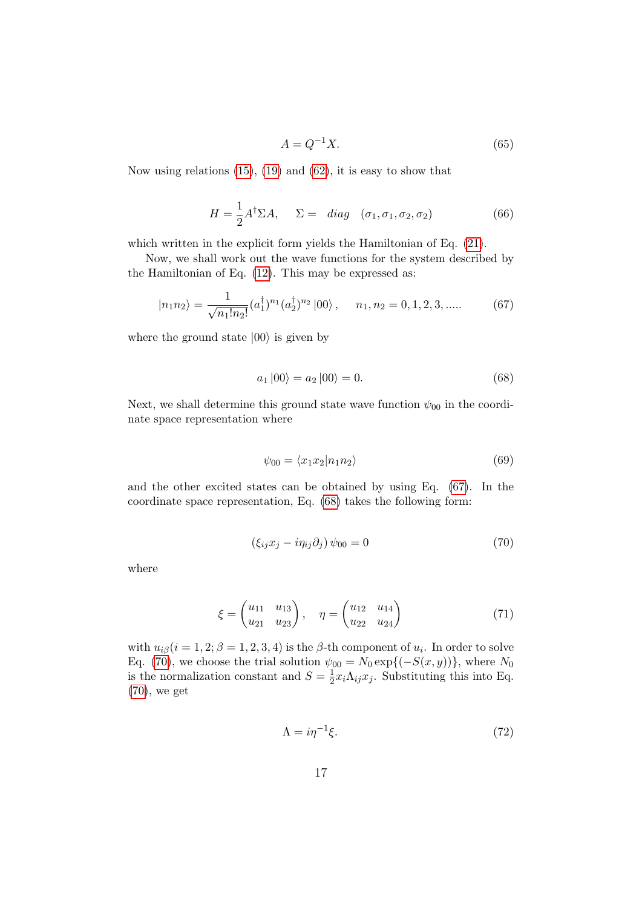$$A = Q^{-1}X. \tag{65}$$

Now using relations (15), (19) and (62), it is easy to show that

$$H = \frac{1}{2}A^{\dagger}\Sigma A, \quad \Sigma = \ diag \quad (\sigma_1, \sigma_1, \sigma_2, \sigma_2) \tag{66}$$

which written in the explicit form yields the Hamiltonian of Eq. (21).

Now, we shall work out the wave functions for the system described by the Hamiltonian of Eq. (12). This may be expressed as:

$$|n_1 n_2\rangle = \frac{1}{\sqrt{n_1! n_2!}}(a_1^{\dagger})^{n_1}(a_2^{\dagger})^{n_2}|00\rangle, \quad n_1, n_2 = 0, 1, 2, 3, ..... \tag{67}$$

where the ground state $|00\rangle$ is given by

$$a_1|00\rangle = a_2|00\rangle = 0. \tag{68}$$

Next, we shall determine this ground state wave function $\psi_{00}$ in the coordinate space representation where

$$\psi_{00} = \langle x_1 x_2 | n_1 n_2 \rangle \tag{69}$$

and the other excited states can be obtained by using Eq. (67). In the coordinate space representation, Eq. (68) takes the following form:

$$(\xi_{ij}x_j - i\eta_{ij}\partial_j)\,\psi_{00} = 0 \tag{70}$$

where

$$\xi = \begin{pmatrix} u_{11} & u_{13} \\ u_{21} & u_{23} \end{pmatrix}, \quad \eta = \begin{pmatrix} u_{12} & u_{14} \\ u_{22} & u_{24} \end{pmatrix} \tag{71}$$

with $u_{i\beta}(i = 1, 2; \beta = 1, 2, 3, 4)$ is the $\beta$-th component of $u_i$. In order to solve Eq. (70), we choose the trial solution $\psi_{00} = N_0 \exp\{(-S(x, y))\}$, where $N_0$ is the normalization constant and $S = \frac{1}{2}x_i\Lambda_{ij}x_j$. Substituting this into Eq. (70), we get

$$\Lambda = i\eta^{-1}\xi. \tag{72}$$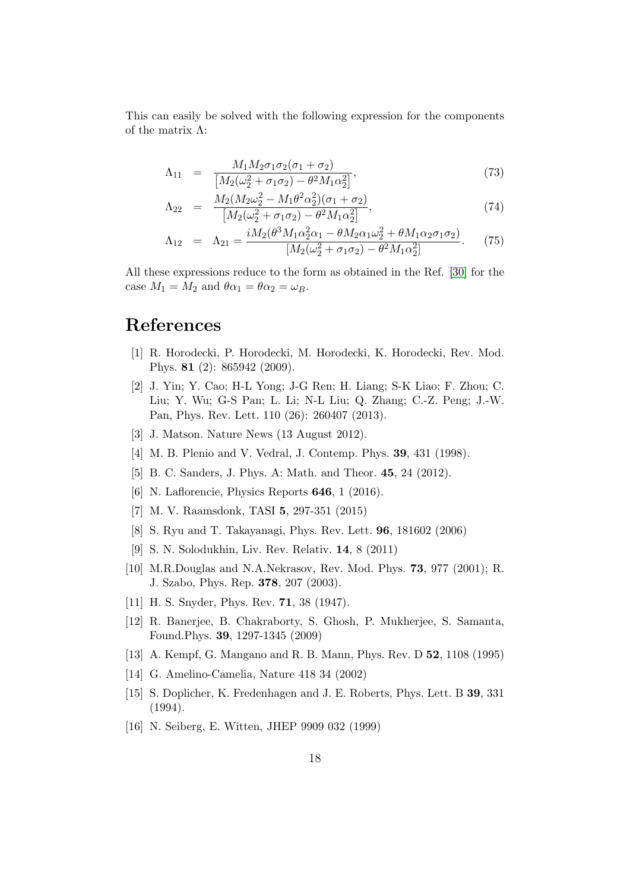This can easily be solved with the following expression for the components of the matrix $\Lambda$:

$$\Lambda_{11} = \frac{M_1 M_2 \sigma_1 \sigma_2 (\sigma_1 + \sigma_2)}{\left[M_2(\omega_2^2 + \sigma_1\sigma_2) - \theta^2 M_1 \alpha_2^2\right]}, \tag{73}$$

$$\Lambda_{22} = \frac{M_2(M_2\omega_2^2 - M_1\theta^2\alpha_2^2)(\sigma_1 + \sigma_2)}{\left[M_2(\omega_2^2 + \sigma_1\sigma_2) - \theta^2 M_1 \alpha_2^2\right]}, \tag{74}$$

$$\Lambda_{12} = \Lambda_{21} = \frac{iM_2(\theta^3 M_1 \alpha_2^2 \alpha_1 - \theta M_2 \alpha_1 \omega_2^2 + \theta M_1 \alpha_2 \sigma_1 \sigma_2)}{\left[M_2(\omega_2^2 + \sigma_1\sigma_2) - \theta^2 M_1 \alpha_2^2\right]}. \tag{75}$$

All these expressions reduce to the form as obtained in the Ref. [30] for the case $M_1 = M_2$ and $\theta\alpha_1 = \theta\alpha_2 = \omega_B$.

# References

[1] R. Horodecki, P. Horodecki, M. Horodecki, K. Horodecki, Rev. Mod. Phys. **81** (2): 865942 (2009).

[2] J. Yin; Y. Cao; H-L Yong; J-G Ren; H. Liang; S-K Liao; F. Zhou; C. Liu; Y. Wu; G-S Pan; L. Li; N-L Liu; Q. Zhang; C.-Z. Peng; J.-W. Pan, Phys. Rev. Lett. 110 (26): 260407 (2013).

[3] J. Matson. Nature News (13 August 2012).

[4] M. B. Plenio and V. Vedral, J. Contemp. Phys. **39**, 431 (1998).

[5] B. C. Sanders, J. Phys. A: Math. and Theor. **45**, 24 (2012).

[6] N. Laflorencie, Physics Reports **646**, 1 (2016).

[7] M. V. Raamsdonk, TASI **5**, 297-351 (2015)

[8] S. Ryu and T. Takayanagi, Phys. Rev. Lett. **96**, 181602 (2006)

[9] S. N. Solodukhin, Liv. Rev. Relativ. **14**, 8 (2011)

[10] M.R.Douglas and N.A.Nekrasov, Rev. Mod. Phys. **73**, 977 (2001); R. J. Szabo, Phys. Rep. **378**, 207 (2003).

[11] H. S. Snyder, Phys. Rev. **71**, 38 (1947).

[12] R. Banerjee, B. Chakraborty, S. Ghosh, P. Mukherjee, S. Samanta, Found.Phys. **39**, 1297-1345 (2009)

[13] A. Kempf, G. Mangano and R. B. Mann, Phys. Rev. D **52**, 1108 (1995)

[14] G. Amelino-Camelia, Nature 418 34 (2002)

[15] S. Doplicher, K. Fredenhagen and J. E. Roberts, Phys. Lett. B **39**, 331 (1994).

[16] N. Seiberg, E. Witten, JHEP 9909 032 (1999)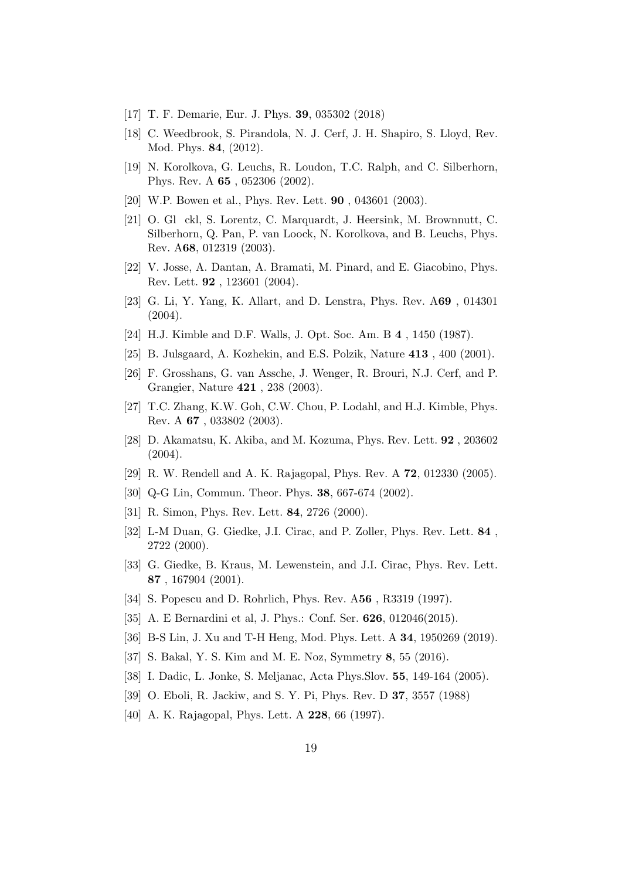[17] T. F. Demarie, Eur. J. Phys. **39**, 035302 (2018)

[18] C. Weedbrook, S. Pirandola, N. J. Cerf, J. H. Shapiro, S. Lloyd, Rev. Mod. Phys. **84**, (2012).

[19] N. Korolkova, G. Leuchs, R. Loudon, T.C. Ralph, and C. Silberhorn, Phys. Rev. A **65** , 052306 (2002).

[20] W.P. Bowen et al., Phys. Rev. Lett. **90** , 043601 (2003).

[21] O. Gl ckl, S. Lorentz, C. Marquardt, J. Heersink, M. Brownnutt, C. Silberhorn, Q. Pan, P. van Loock, N. Korolkova, and B. Leuchs, Phys. Rev. A**68**, 012319 (2003).

[22] V. Josse, A. Dantan, A. Bramati, M. Pinard, and E. Giacobino, Phys. Rev. Lett. **92** , 123601 (2004).

[23] G. Li, Y. Yang, K. Allart, and D. Lenstra, Phys. Rev. A**69** , 014301 (2004).

[24] H.J. Kimble and D.F. Walls, J. Opt. Soc. Am. B **4** , 1450 (1987).

[25] B. Julsgaard, A. Kozhekin, and E.S. Polzik, Nature **413** , 400 (2001).

[26] F. Grosshans, G. van Assche, J. Wenger, R. Brouri, N.J. Cerf, and P. Grangier, Nature **421** , 238 (2003).

[27] T.C. Zhang, K.W. Goh, C.W. Chou, P. Lodahl, and H.J. Kimble, Phys. Rev. A **67** , 033802 (2003).

[28] D. Akamatsu, K. Akiba, and M. Kozuma, Phys. Rev. Lett. **92** , 203602 (2004).

[29] R. W. Rendell and A. K. Rajagopal, Phys. Rev. A **72**, 012330 (2005).

[30] Q-G Lin, Commun. Theor. Phys. **38**, 667-674 (2002).

[31] R. Simon, Phys. Rev. Lett. **84**, 2726 (2000).

[32] L-M Duan, G. Giedke, J.I. Cirac, and P. Zoller, Phys. Rev. Lett. **84** , 2722 (2000).

[33] G. Giedke, B. Kraus, M. Lewenstein, and J.I. Cirac, Phys. Rev. Lett. **87** , 167904 (2001).

[34] S. Popescu and D. Rohrlich, Phys. Rev. A**56** , R3319 (1997).

[35] A. E Bernardini et al, J. Phys.: Conf. Ser. **626**, 012046(2015).

[36] B-S Lin, J. Xu and T-H Heng, Mod. Phys. Lett. A **34**, 1950269 (2019).

[37] S. Bakal, Y. S. Kim and M. E. Noz, Symmetry **8**, 55 (2016).

[38] I. Dadic, L. Jonke, S. Meljanac, Acta Phys.Slov. **55**, 149-164 (2005).

[39] O. Eboli, R. Jackiw, and S. Y. Pi, Phys. Rev. D **37**, 3557 (1988)

[40] A. K. Rajagopal, Phys. Lett. A **228**, 66 (1997).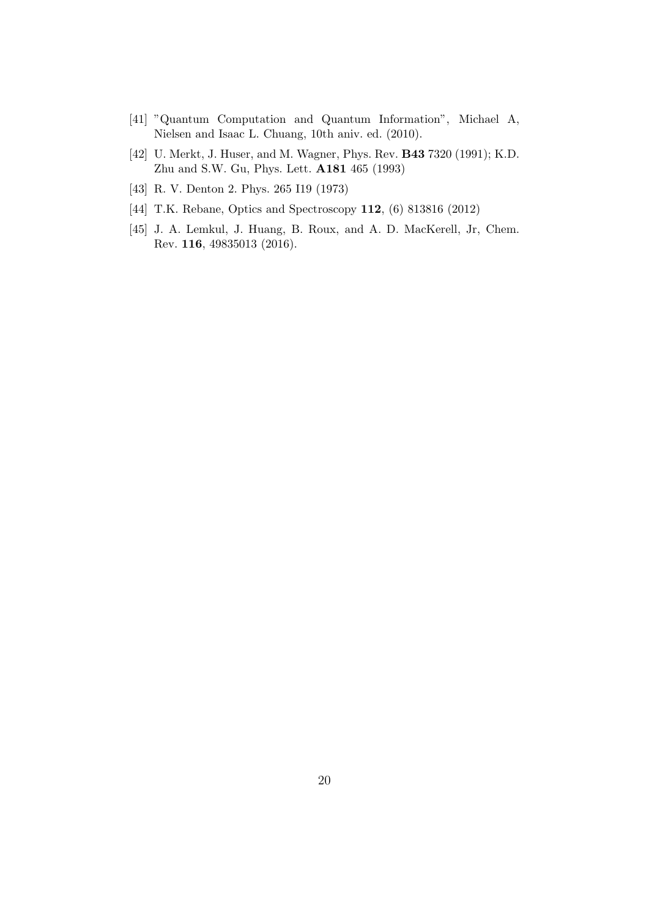[41] "Quantum Computation and Quantum Information", Michael A, Nielsen and Isaac L. Chuang, 10th aniv. ed. (2010).

[42] U. Merkt, J. Huser, and M. Wagner, Phys. Rev. **B43** 7320 (1991); K.D. Zhu and S.W. Gu, Phys. Lett. **A181** 465 (1993)

[43] R. V. Denton 2. Phys. 265 I19 (1973)

[44] T.K. Rebane, Optics and Spectroscopy **112**, (6) 813816 (2012)

[45] J. A. Lemkul, J. Huang, B. Roux, and A. D. MacKerell, Jr, Chem. Rev. **116**, 49835013 (2016).